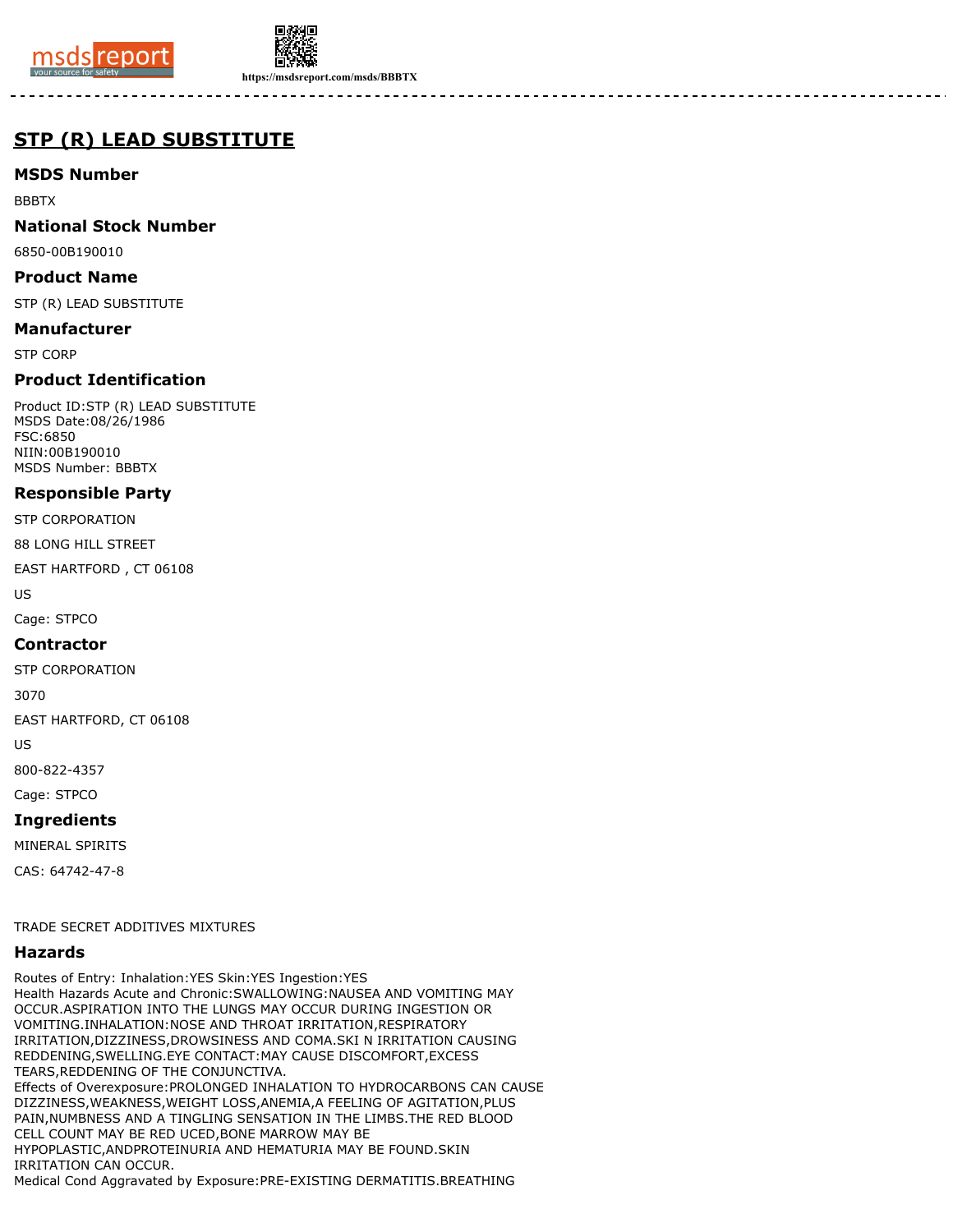# STP (R) LEAD SUBSTITUTE

## MSDS Number

BBBTX

## National Stock Number

6850-00B190010

## Product Name

STP (R) LEAD SUBSTITUTE

## Manufacturer

STP CORP

## Product Identification

Product ID:STP (R) LEAD SUBSTITUTE
MSDS Date:08/26/1986
FSC:6850
NIIN:00B190010
MSDS Number: BBBTX

## Responsible Party

STP CORPORATION

88 LONG HILL STREET

EAST HARTFORD , CT 06108

US

Cage: STPCO

## Contractor

STP CORPORATION

3070

EAST HARTFORD, CT 06108

US

800-822-4357

Cage: STPCO

## Ingredients

MINERAL SPIRITS

CAS: 64742-47-8

TRADE SECRET ADDITIVES MIXTURES

## Hazards

Routes of Entry: Inhalation:YES Skin:YES Ingestion:YES
Health Hazards Acute and Chronic:SWALLOWING:NAUSEA AND VOMITING MAY OCCUR.ASPIRATION INTO THE LUNGS MAY OCCUR DURING INGESTION OR VOMITING.INHALATION:NOSE AND THROAT IRRITATION,RESPIRATORY IRRITATION,DIZZINESS,DROWSINESS AND COMA.SKI N IRRITATION CAUSING REDDENING,SWELLING.EYE CONTACT:MAY CAUSE DISCOMFORT,EXCESS TEARS,REDDENING OF THE CONJUNCTIVA.
Effects of Overexposure:PROLONGED INHALATION TO HYDROCARBONS CAN CAUSE DIZZINESS,WEAKNESS,WEIGHT LOSS,ANEMIA,A FEELING OF AGITATION,PLUS PAIN,NUMBNESS AND A TINGLING SENSATION IN THE LIMBS.THE RED BLOOD CELL COUNT MAY BE RED UCED,BONE MARROW MAY BE HYPOPLASTIC,ANDPROTEINURIA AND HEMATURIA MAY BE FOUND.SKIN IRRITATION CAN OCCUR.
Medical Cond Aggravated by Exposure:PRE-EXISTING DERMATITIS.BREATHING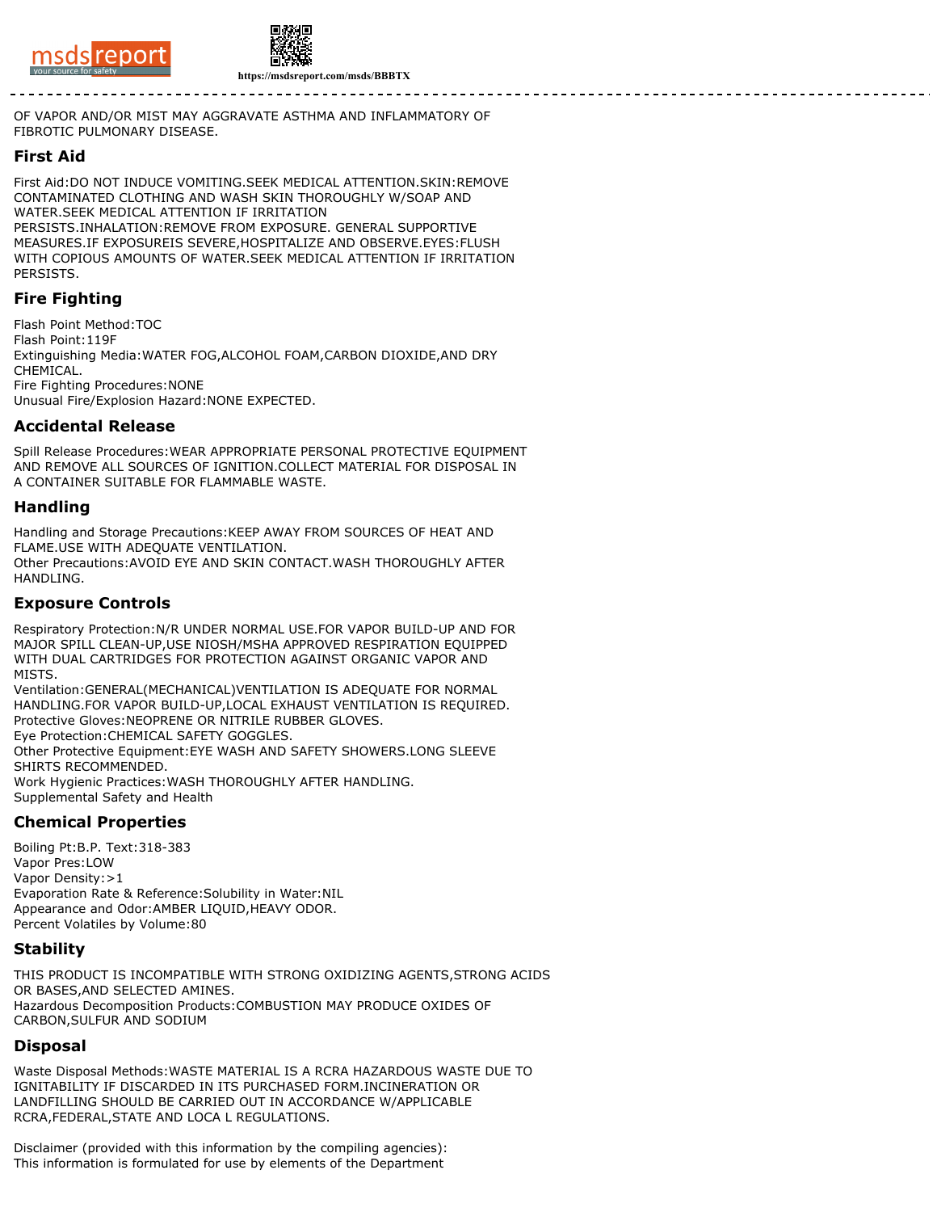OF VAPOR AND/OR MIST MAY AGGRAVATE ASTHMA AND INFLAMMATORY OF FIBROTIC PULMONARY DISEASE.

## First Aid

First Aid:DO NOT INDUCE VOMITING.SEEK MEDICAL ATTENTION.SKIN:REMOVE CONTAMINATED CLOTHING AND WASH SKIN THOROUGHLY W/SOAP AND WATER.SEEK MEDICAL ATTENTION IF IRRITATION PERSISTS.INHALATION:REMOVE FROM EXPOSURE. GENERAL SUPPORTIVE MEASURES.IF EXPOSUREIS SEVERE,HOSPITALIZE AND OBSERVE.EYES:FLUSH WITH COPIOUS AMOUNTS OF WATER.SEEK MEDICAL ATTENTION IF IRRITATION PERSISTS.

## Fire Fighting

Flash Point Method:TOC
Flash Point:119F
Extinguishing Media:WATER FOG,ALCOHOL FOAM,CARBON DIOXIDE,AND DRY CHEMICAL.
Fire Fighting Procedures:NONE
Unusual Fire/Explosion Hazard:NONE EXPECTED.

## Accidental Release

Spill Release Procedures:WEAR APPROPRIATE PERSONAL PROTECTIVE EQUIPMENT AND REMOVE ALL SOURCES OF IGNITION.COLLECT MATERIAL FOR DISPOSAL IN A CONTAINER SUITABLE FOR FLAMMABLE WASTE.

## Handling

Handling and Storage Precautions:KEEP AWAY FROM SOURCES OF HEAT AND FLAME.USE WITH ADEQUATE VENTILATION.
Other Precautions:AVOID EYE AND SKIN CONTACT.WASH THOROUGHLY AFTER HANDLING.

## Exposure Controls

Respiratory Protection:N/R UNDER NORMAL USE.FOR VAPOR BUILD-UP AND FOR MAJOR SPILL CLEAN-UP,USE NIOSH/MSHA APPROVED RESPIRATION EQUIPPED WITH DUAL CARTRIDGES FOR PROTECTION AGAINST ORGANIC VAPOR AND MISTS.
Ventilation:GENERAL(MECHANICAL)VENTILATION IS ADEQUATE FOR NORMAL HANDLING.FOR VAPOR BUILD-UP,LOCAL EXHAUST VENTILATION IS REQUIRED.
Protective Gloves:NEOPRENE OR NITRILE RUBBER GLOVES.
Eye Protection:CHEMICAL SAFETY GOGGLES.
Other Protective Equipment:EYE WASH AND SAFETY SHOWERS.LONG SLEEVE SHIRTS RECOMMENDED.
Work Hygienic Practices:WASH THOROUGHLY AFTER HANDLING.
Supplemental Safety and Health

## Chemical Properties

Boiling Pt:B.P. Text:318-383
Vapor Pres:LOW
Vapor Density:>1
Evaporation Rate & Reference:Solubility in Water:NIL
Appearance and Odor:AMBER LIQUID,HEAVY ODOR.
Percent Volatiles by Volume:80

## Stability

THIS PRODUCT IS INCOMPATIBLE WITH STRONG OXIDIZING AGENTS,STRONG ACIDS OR BASES,AND SELECTED AMINES.
Hazardous Decomposition Products:COMBUSTION MAY PRODUCE OXIDES OF CARBON,SULFUR AND SODIUM

## Disposal

Waste Disposal Methods:WASTE MATERIAL IS A RCRA HAZARDOUS WASTE DUE TO IGNITABILITY IF DISCARDED IN ITS PURCHASED FORM.INCINERATION OR LANDFILLING SHOULD BE CARRIED OUT IN ACCORDANCE W/APPLICABLE RCRA,FEDERAL,STATE AND LOCA L REGULATIONS.

Disclaimer (provided with this information by the compiling agencies):
This information is formulated for use by elements of the Department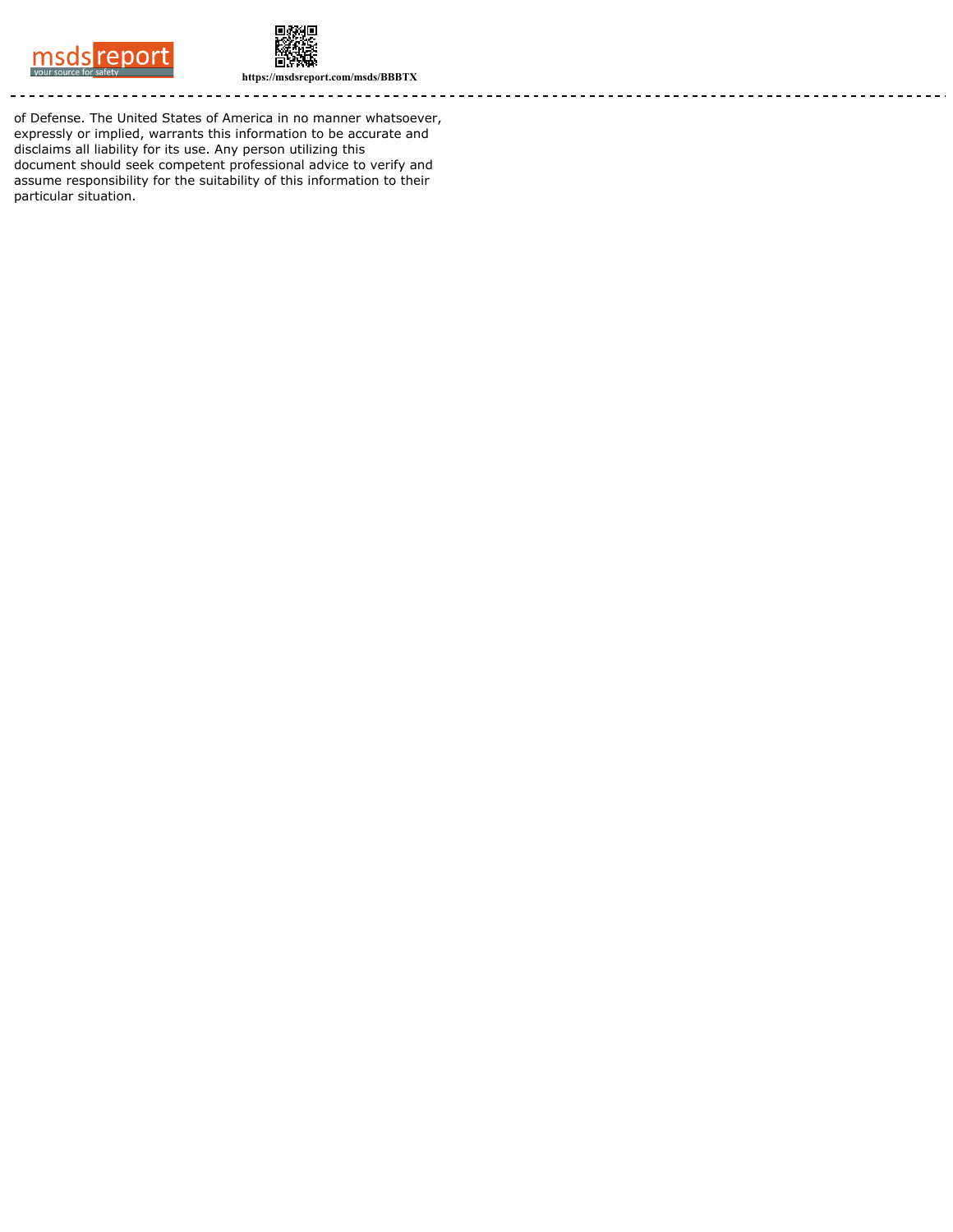of Defense. The United States of America in no manner whatsoever, expressly or implied, warrants this information to be accurate and disclaims all liability for its use. Any person utilizing this document should seek competent professional advice to verify and assume responsibility for the suitability of this information to their particular situation.